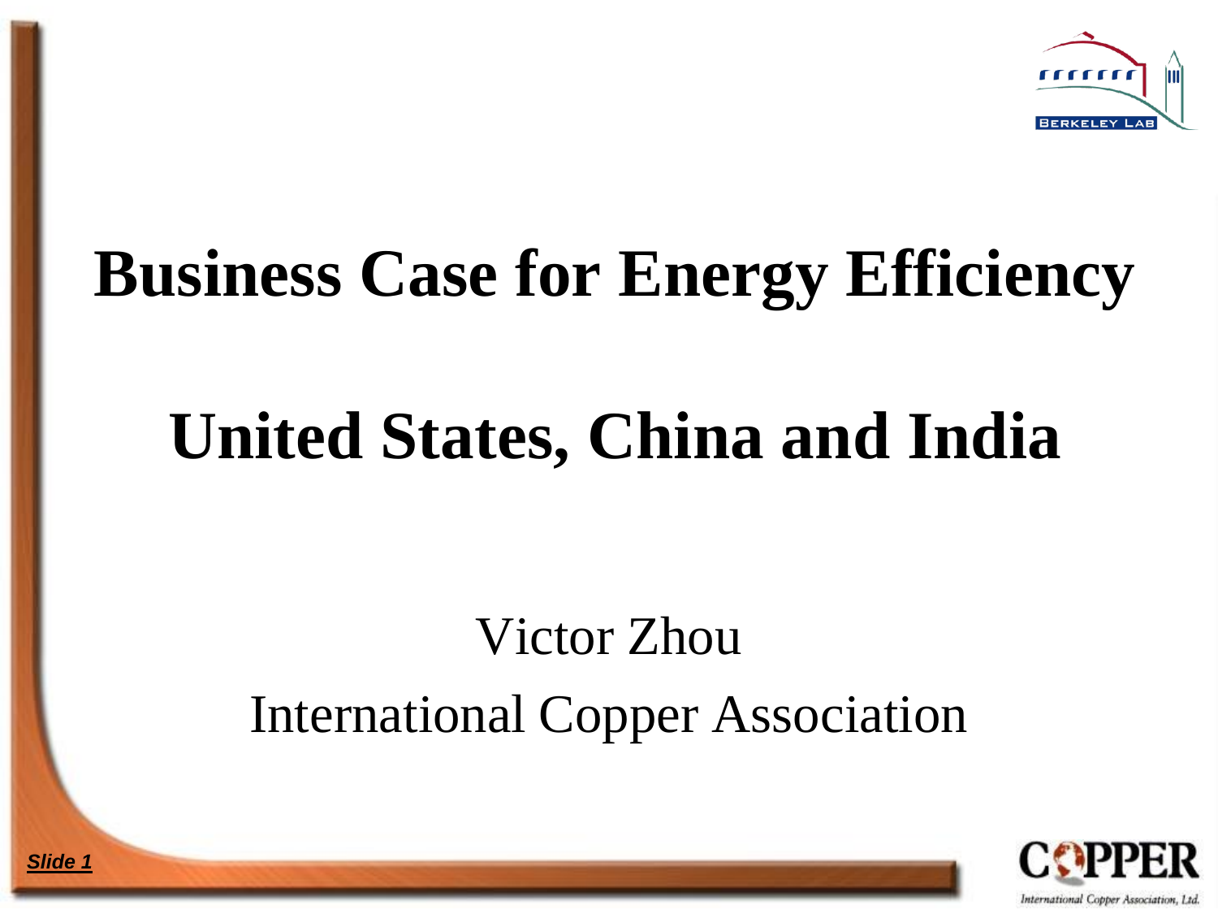# Business Case for Energy Efficiency

# United States, China and India

Victor Zhou

International Copper Association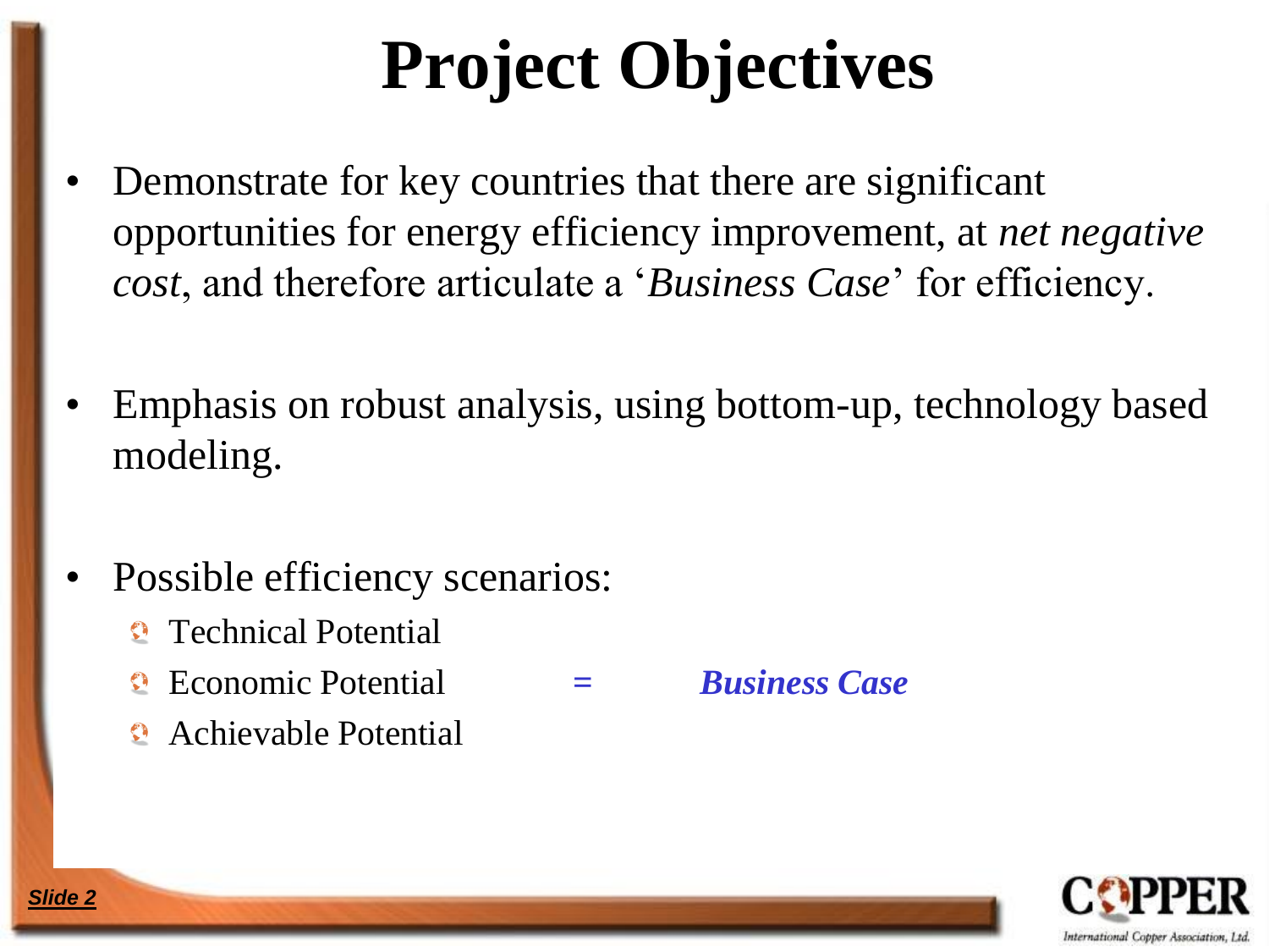# Project Objectives

- Demonstrate for key countries that there are significant opportunities for energy efficiency improvement, at *net negative cost*, and therefore articulate a '*Business Case*' for efficiency.

- Emphasis on robust analysis, using bottom-up, technology based modeling.

- Possible efficiency scenarios:
  - Technical Potential
  - Economic Potential = ***Business Case***
  - Achievable Potential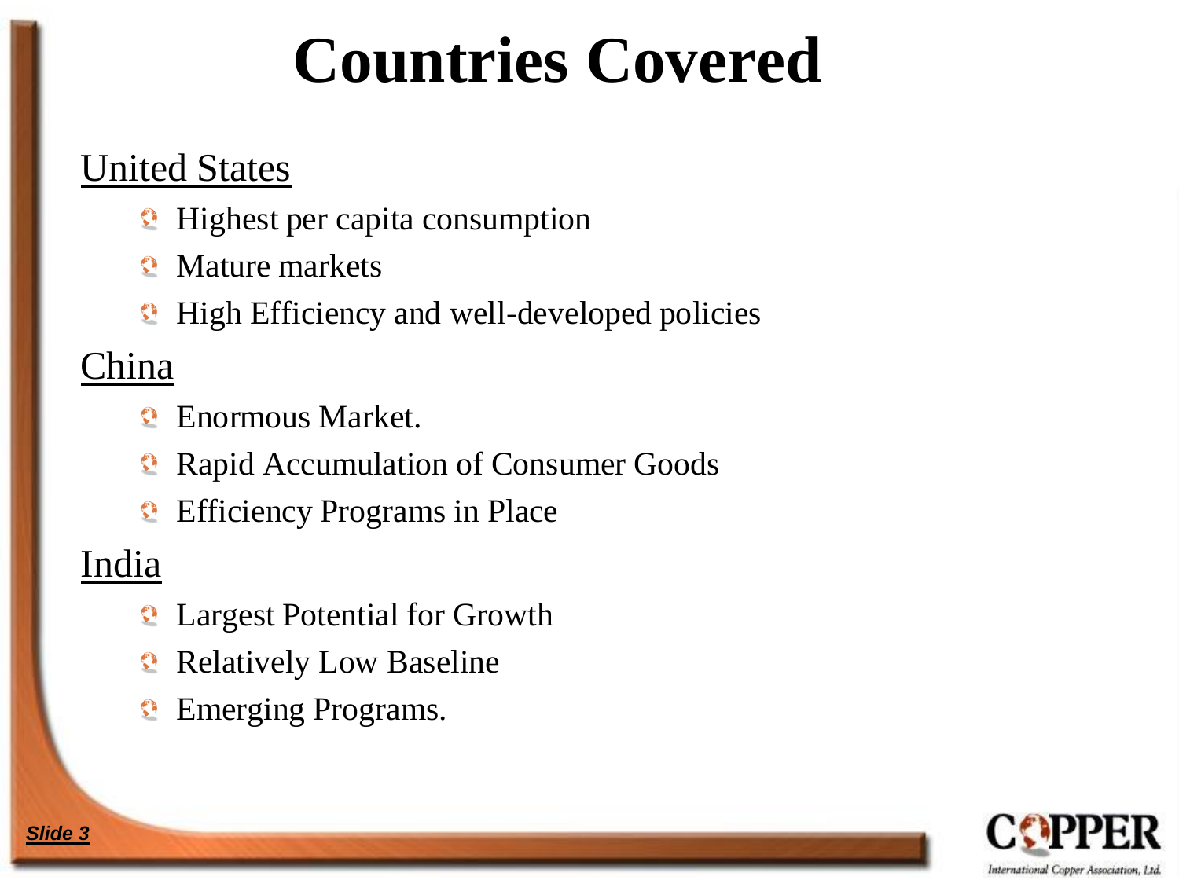# Countries Covered

United States

- Highest per capita consumption
- Mature markets
- High Efficiency and well-developed policies

China

- Enormous Market.
- Rapid Accumulation of Consumer Goods
- Efficiency Programs in Place

India

- Largest Potential for Growth
- Relatively Low Baseline
- Emerging Programs.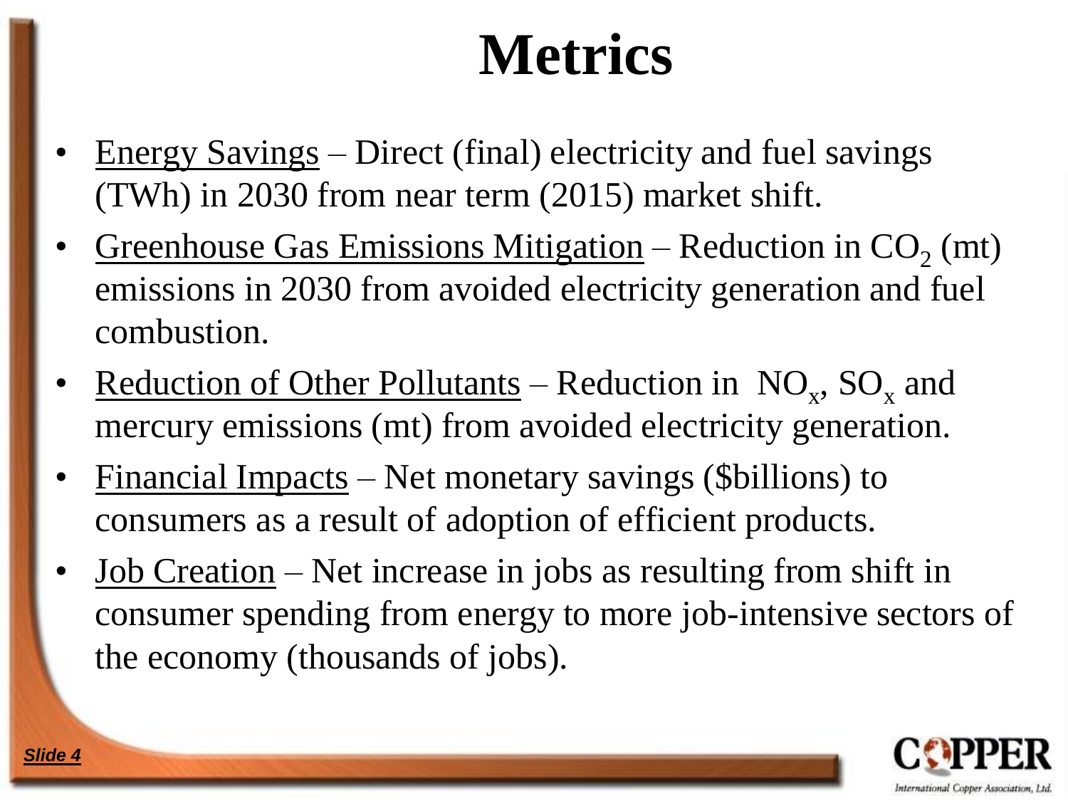# Metrics

- Energy Savings – Direct (final) electricity and fuel savings (TWh) in 2030 from near term (2015) market shift.
- Greenhouse Gas Emissions Mitigation – Reduction in $CO_2$ (mt) emissions in 2030 from avoided electricity generation and fuel combustion.
- Reduction of Other Pollutants – Reduction in $NO_x$, $SO_x$ and mercury emissions (mt) from avoided electricity generation.
- Financial Impacts – Net monetary savings ($billions) to consumers as a result of adoption of efficient products.
- Job Creation – Net increase in jobs as resulting from shift in consumer spending from energy to more job-intensive sectors of the economy (thousands of jobs).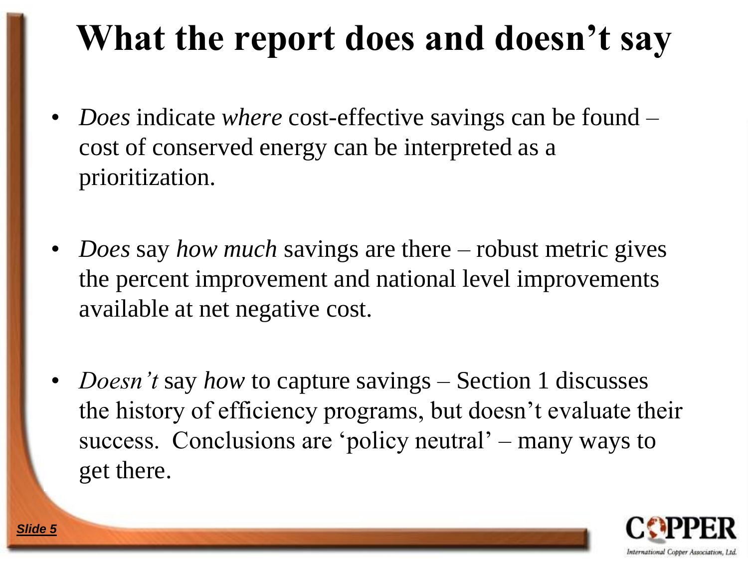# What the report does and doesn't say

- *Does* indicate *where* cost-effective savings can be found – cost of conserved energy can be interpreted as a prioritization.

- *Does* say *how much* savings are there – robust metric gives the percent improvement and national level improvements available at net negative cost.

- *Doesn't* say *how* to capture savings – Section 1 discusses the history of efficiency programs, but doesn't evaluate their success. Conclusions are 'policy neutral' – many ways to get there.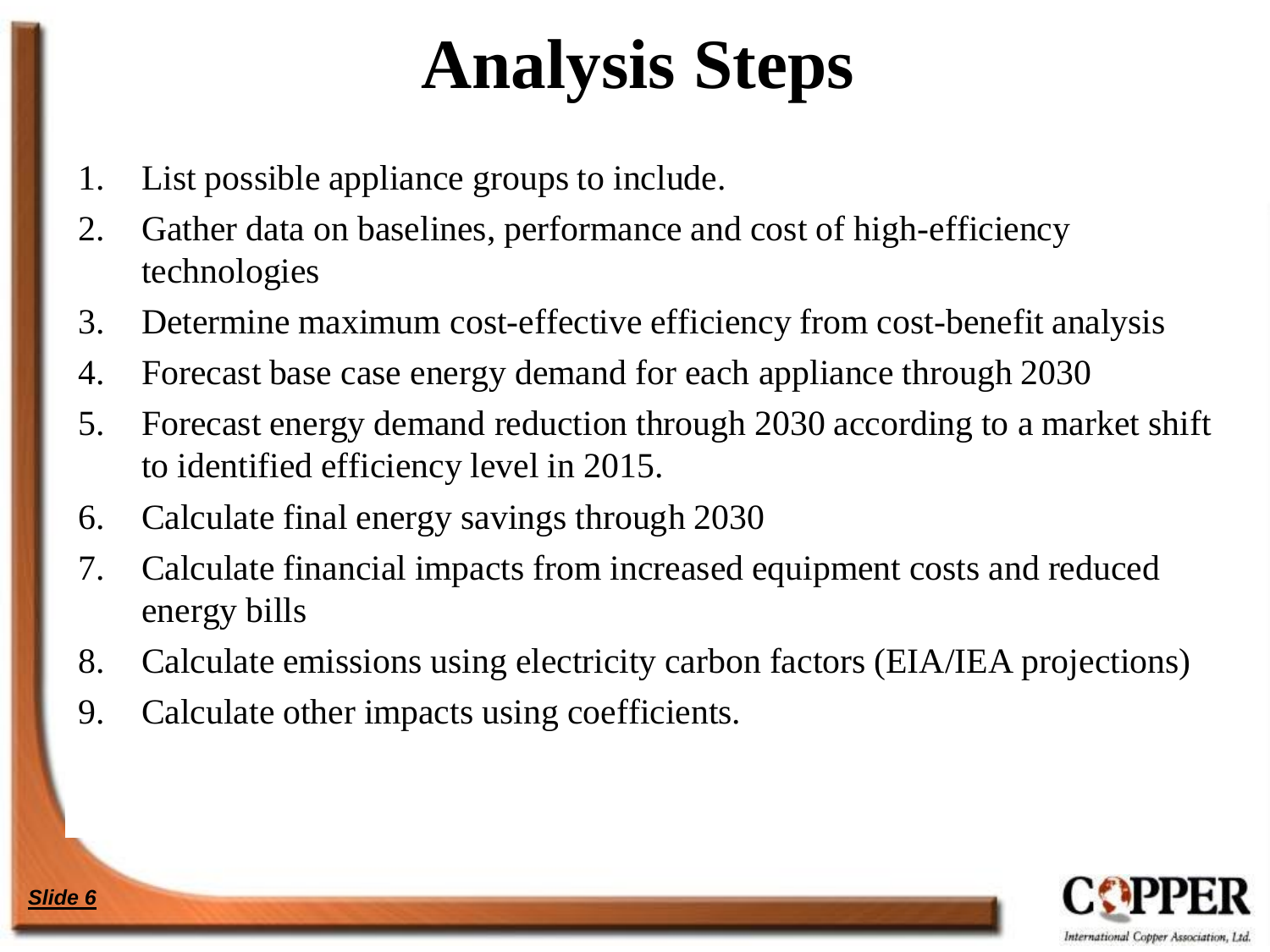# Analysis Steps

1. List possible appliance groups to include.
2. Gather data on baselines, performance and cost of high-efficiency technologies
3. Determine maximum cost-effective efficiency from cost-benefit analysis
4. Forecast base case energy demand for each appliance through 2030
5. Forecast energy demand reduction through 2030 according to a market shift to identified efficiency level in 2015.
6. Calculate final energy savings through 2030
7. Calculate financial impacts from increased equipment costs and reduced energy bills
8. Calculate emissions using electricity carbon factors (EIA/IEA projections)
9. Calculate other impacts using coefficients.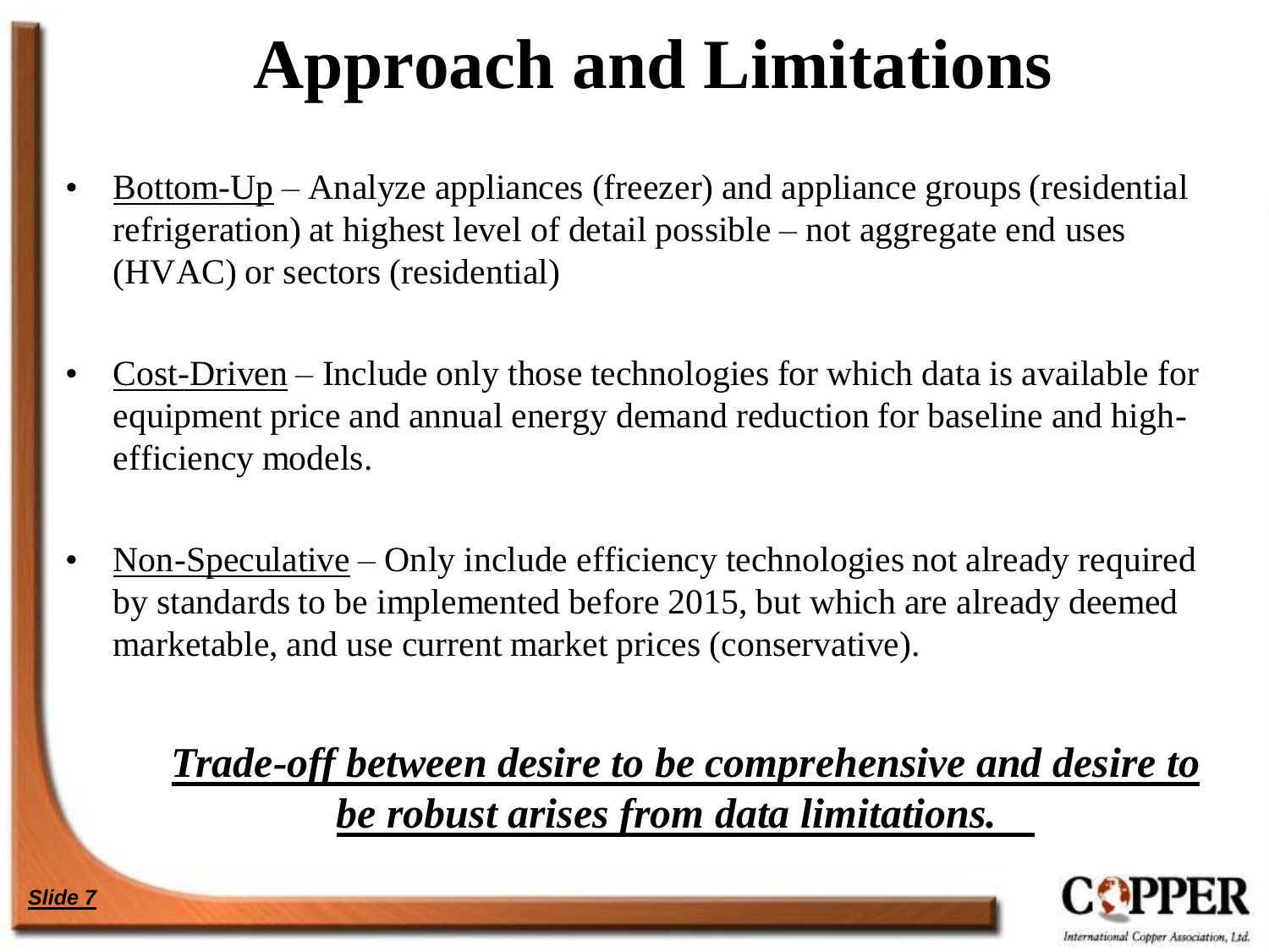# Approach and Limitations

- Bottom-Up – Analyze appliances (freezer) and appliance groups (residential refrigeration) at highest level of detail possible – not aggregate end uses (HVAC) or sectors (residential)

- Cost-Driven – Include only those technologies for which data is available for equipment price and annual energy demand reduction for baseline and high-efficiency models.

- Non-Speculative – Only include efficiency technologies not already required by standards to be implemented before 2015, but which are already deemed marketable, and use current market prices (conservative).

***Trade-off between desire to be comprehensive and desire to be robust arises from data limitations.***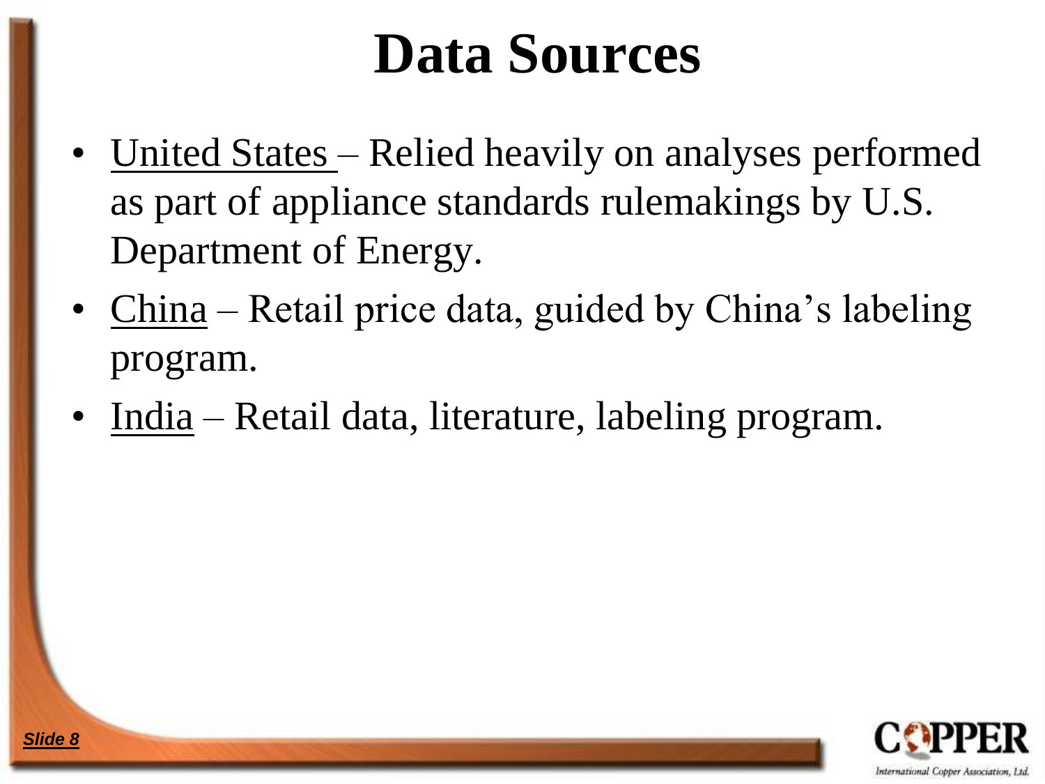# Data Sources

- United States – Relied heavily on analyses performed as part of appliance standards rulemakings by U.S. Department of Energy.
- China – Retail price data, guided by China's labeling program.
- India – Retail data, literature, labeling program.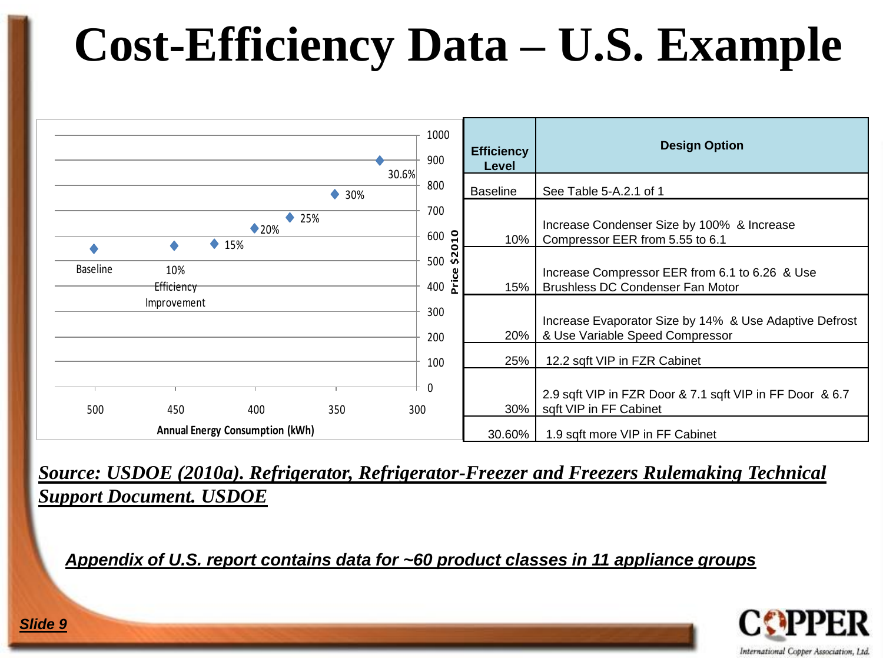# Cost-Efficiency Data – U.S. Example

| Efficiency Level | Design Option |
|---|---|
| Baseline | See Table 5-A.2.1 of 1 |
| 10% | Increase Condenser Size by 100% & Increase Compressor EER from 5.55 to 6.1 |
| 15% | Increase Compressor EER from 6.1 to 6.26 & Use Brushless DC Condenser Fan Motor |
| 20% | Increase Evaporator Size by 14% & Use Adaptive Defrost & Use Variable Speed Compressor |
| 25% | 12.2 sqft VIP in FZR Cabinet |
| 30% | 2.9 sqft VIP in FZR Door & 7.1 sqft VIP in FF Door & 6.7 sqft VIP in FF Cabinet |
| 30.60% | 1.9 sqft more VIP in FF Cabinet |

***Source: USDOE (2010a). Refrigerator, Refrigerator-Freezer and Freezers Rulemaking Technical Support Document. USDOE***

***Appendix of U.S. report contains data for ~60 product classes in 11 appliance groups***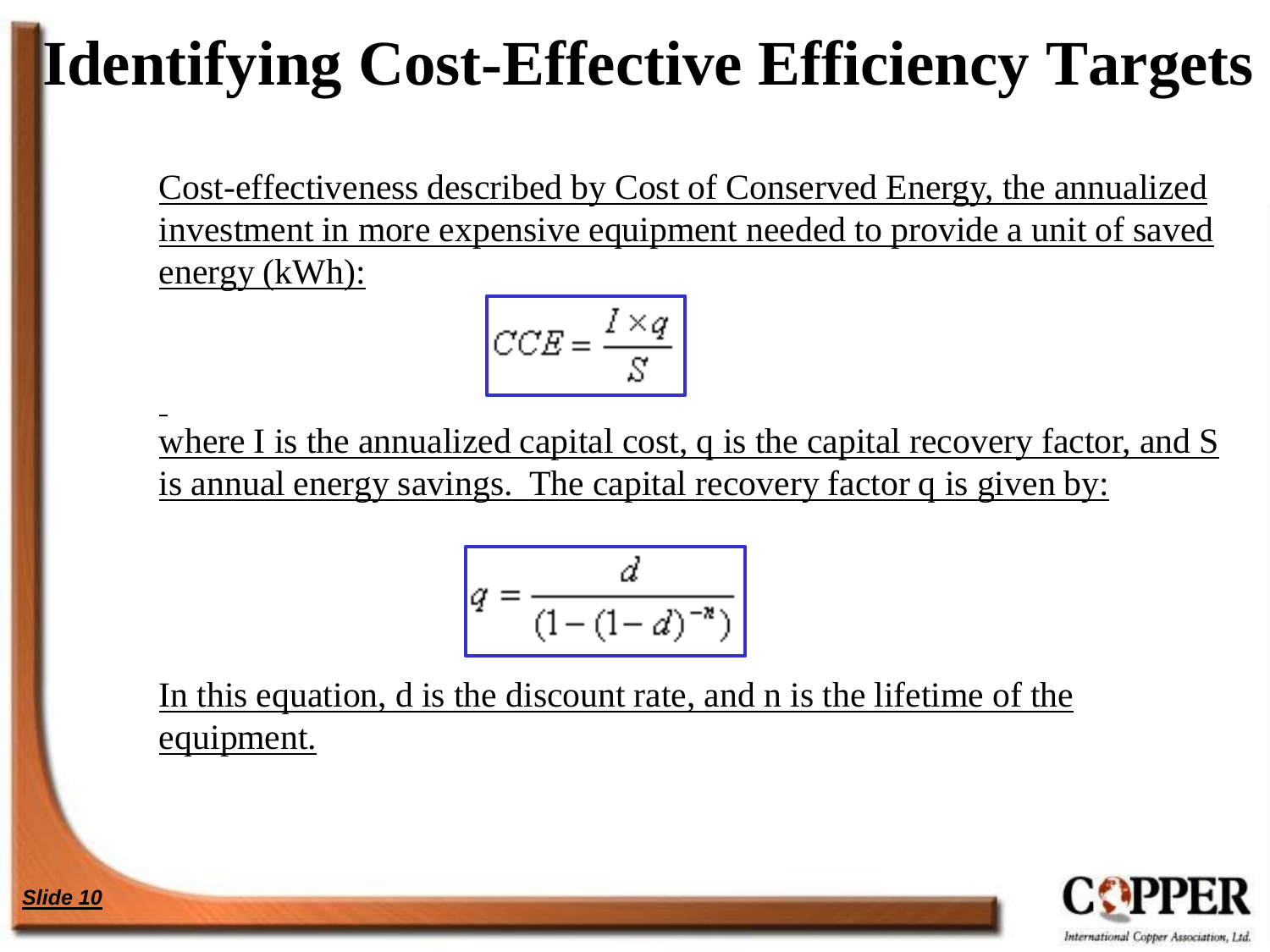# Identifying Cost-Effective Efficiency Targets

Cost-effectiveness described by Cost of Conserved Energy, the annualized investment in more expensive equipment needed to provide a unit of saved energy (kWh):

$$CCE = \frac{I \times q}{S}$$

where I is the annualized capital cost, q is the capital recovery factor, and S is annual energy savings. The capital recovery factor q is given by:

$$q = \frac{d}{(1-(1-d)^{-n})}$$

In this equation, d is the discount rate, and n is the lifetime of the equipment.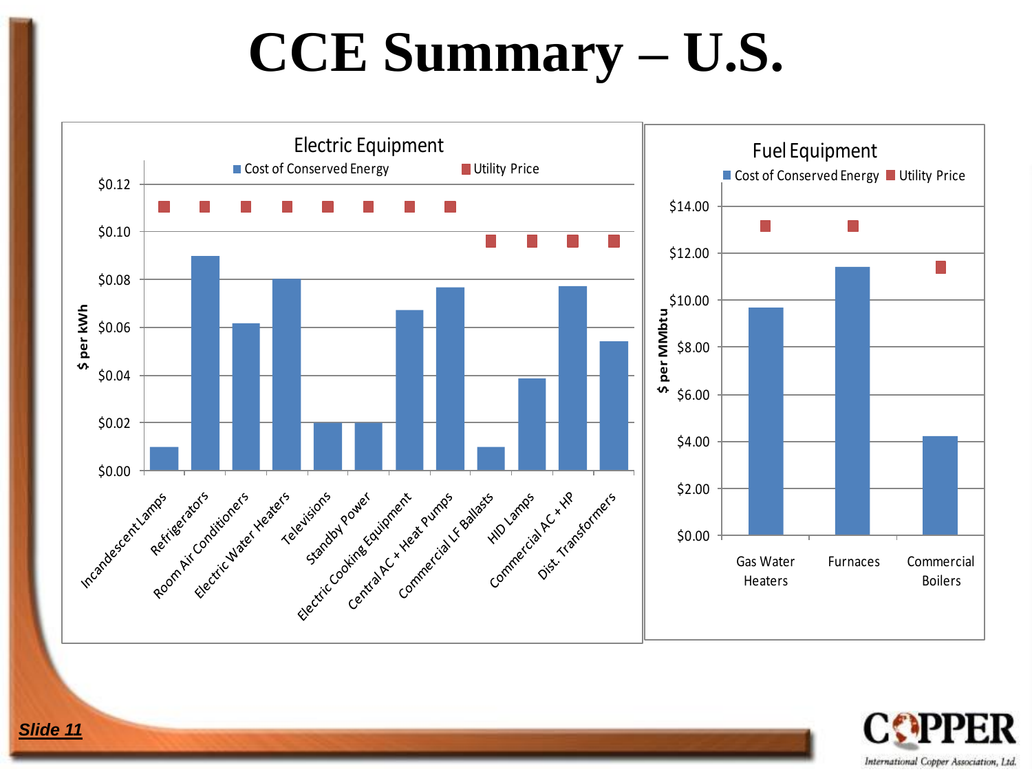# CCE Summary – U.S.

## Electric Equipment

Legend: Cost of Conserved Energy; Utility Price

Y-axis: $ per kWh ($0.00 – $0.12)

Categories: Incandescent Lamps, Refrigerators, Room Air Conditioners, Electric Water Heaters, Televisions, Standby Power, Electric Cooking Equipment, Central AC + Heat Pumps, Commercial LF Ballasts, HID Lamps, Commercial AC + HP, Dist. Transformers

## Fuel Equipment

Legend: Cost of Conserved Energy; Utility Price

Y-axis: $ per MMbtu ($0.00 – $14.00)

Categories: Gas Water Heaters, Furnaces, Commercial Boilers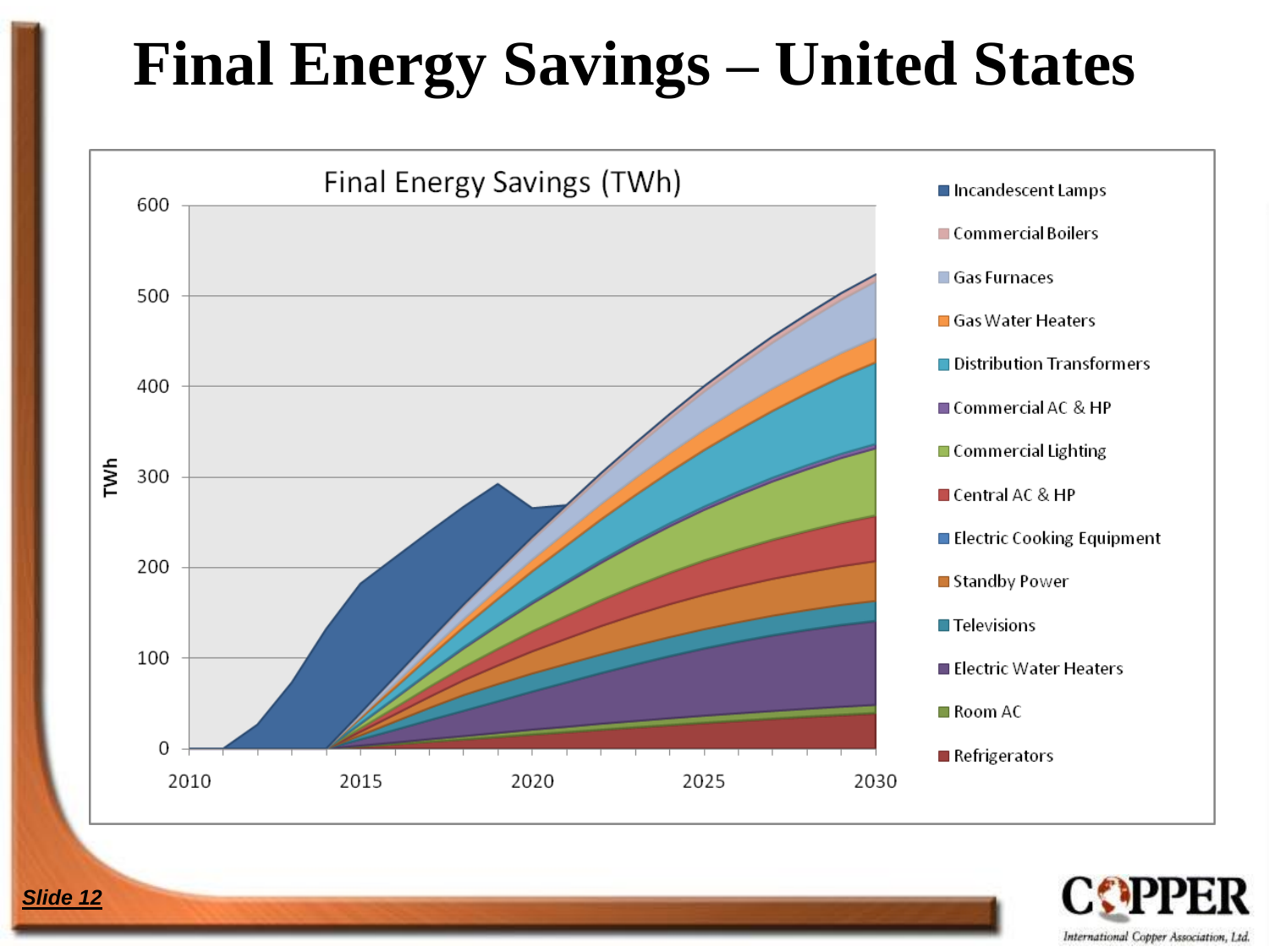# Final Energy Savings – United States

Final Energy Savings (TWh)

TWh

600
500
400
300
200
100
0

2010 2015 2020 2025 2030

- Incandescent Lamps
- Commercial Boilers
- Gas Furnaces
- Gas Water Heaters
- Distribution Transformers
- Commercial AC & HP
- Commercial Lighting
- Central AC & HP
- Electric Cooking Equipment
- Standby Power
- Televisions
- Electric Water Heaters
- Room AC
- Refrigerators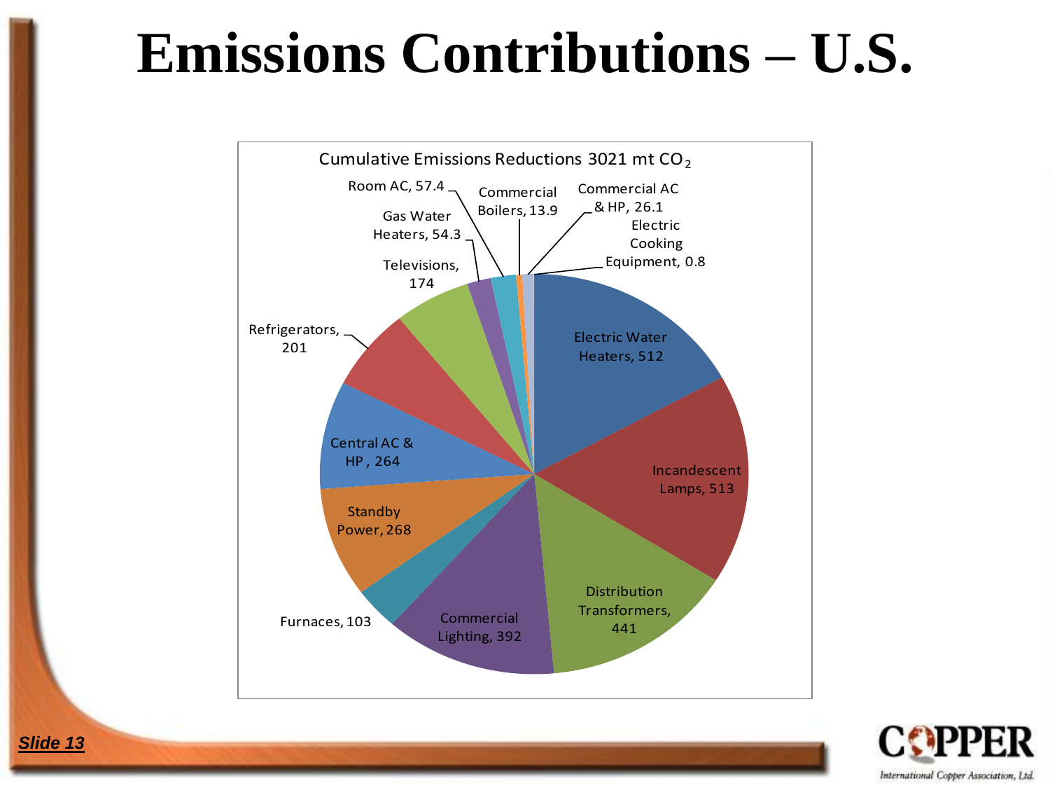# Emissions Contributions – U.S.

Cumulative Emissions Reductions 3021 mt $CO_2$

| Category | Value |
| --- | --- |
| Electric Water Heaters | 512 |
| Incandescent Lamps | 513 |
| Distribution Transformers | 441 |
| Commercial Lighting | 392 |
| Furnaces | 103 |
| Standby Power | 268 |
| Central AC & HP | 264 |
| Refrigerators | 201 |
| Televisions | 174 |
| Gas Water Heaters | 54.3 |
| Room AC | 57.4 |
| Commercial Boilers | 13.9 |
| Commercial AC & HP | 26.1 |
| Electric Cooking Equipment | 0.8 |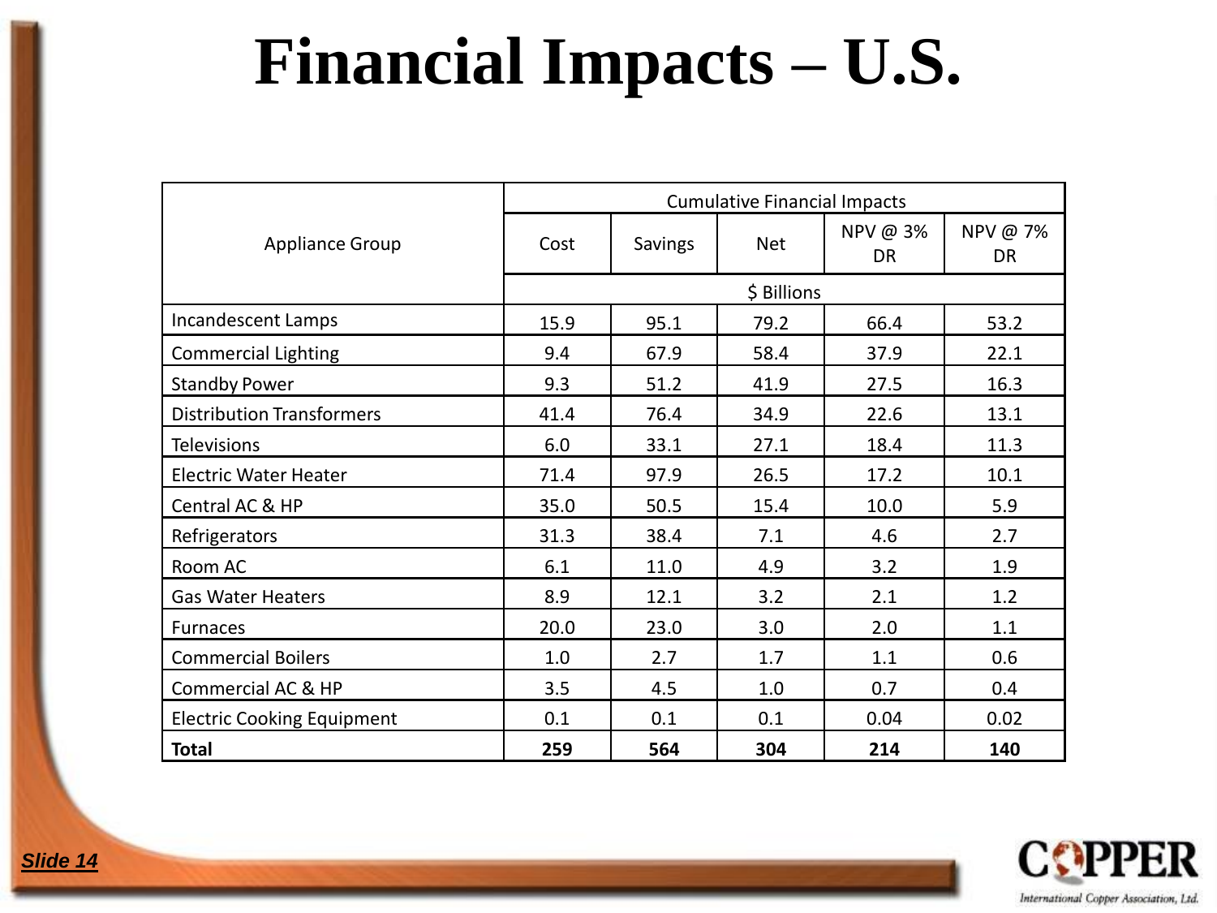# Financial Impacts – U.S.

| Appliance Group | Cumulative Financial Impacts | | | | |
|---|---|---|---|---|---|
| | Cost | Savings | Net | NPV @ 3% DR | NPV @ 7% DR |
| | $ Billions | | | | |
| Incandescent Lamps | 15.9 | 95.1 | 79.2 | 66.4 | 53.2 |
| Commercial Lighting | 9.4 | 67.9 | 58.4 | 37.9 | 22.1 |
| Standby Power | 9.3 | 51.2 | 41.9 | 27.5 | 16.3 |
| Distribution Transformers | 41.4 | 76.4 | 34.9 | 22.6 | 13.1 |
| Televisions | 6.0 | 33.1 | 27.1 | 18.4 | 11.3 |
| Electric Water Heater | 71.4 | 97.9 | 26.5 | 17.2 | 10.1 |
| Central AC & HP | 35.0 | 50.5 | 15.4 | 10.0 | 5.9 |
| Refrigerators | 31.3 | 38.4 | 7.1 | 4.6 | 2.7 |
| Room AC | 6.1 | 11.0 | 4.9 | 3.2 | 1.9 |
| Gas Water Heaters | 8.9 | 12.1 | 3.2 | 2.1 | 1.2 |
| Furnaces | 20.0 | 23.0 | 3.0 | 2.0 | 1.1 |
| Commercial Boilers | 1.0 | 2.7 | 1.7 | 1.1 | 0.6 |
| Commercial AC & HP | 3.5 | 4.5 | 1.0 | 0.7 | 0.4 |
| Electric Cooking Equipment | 0.1 | 0.1 | 0.1 | 0.04 | 0.02 |
| **Total** | **259** | **564** | **304** | **214** | **140** |

COPPER International Copper Association, Ltd.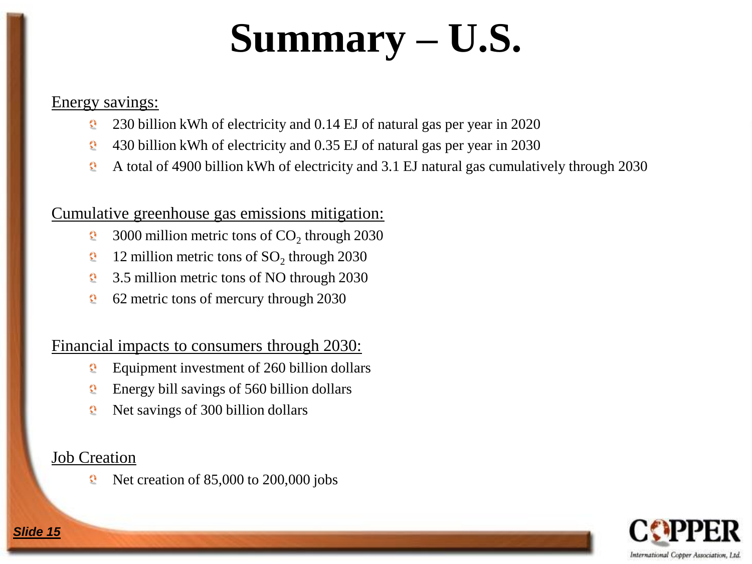# Summary – U.S.

Energy savings:

- 230 billion kWh of electricity and 0.14 EJ of natural gas per year in 2020
- 430 billion kWh of electricity and 0.35 EJ of natural gas per year in 2030
- A total of 4900 billion kWh of electricity and 3.1 EJ natural gas cumulatively through 2030

Cumulative greenhouse gas emissions mitigation:

- 3000 million metric tons of $CO_2$ through 2030
- 12 million metric tons of $SO_2$ through 2030
- 3.5 million metric tons of NO through 2030
- 62 metric tons of mercury through 2030

Financial impacts to consumers through 2030:

- Equipment investment of 260 billion dollars
- Energy bill savings of 560 billion dollars
- Net savings of 300 billion dollars

Job Creation

- Net creation of 85,000 to 200,000 jobs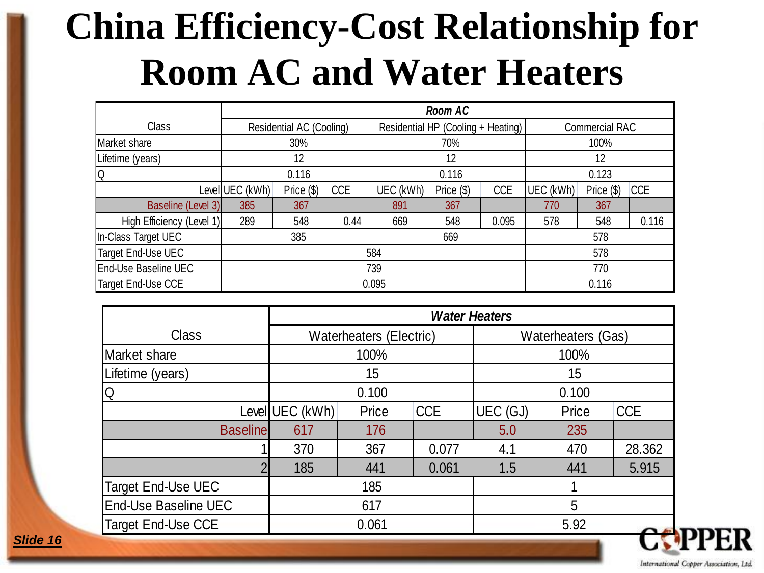# China Efficiency-Cost Relationship for Room AC and Water Heaters

| | *Room AC* | | | | | | | | |
|---|---|---|---|---|---|---|---|---|---|
| Class | Residential AC (Cooling) | | | Residential HP (Cooling + Heating) | | | Commercial RAC | | |
| Market share | 30% | | | 70% | | | 100% | | |
| Lifetime (years) | 12 | | | 12 | | | 12 | | |
| Q | 0.116 | | | 0.116 | | | 0.123 | | |
| Level | UEC (kWh) | Price ($) | CCE | UEC (kWh) | Price ($) | CCE | UEC (kWh) | Price ($) | CCE |
| Baseline (Level 3) | 385 | 367 | | 891 | 367 | | 770 | 367 | |
| High Efficiency (Level 1) | 289 | 548 | 0.44 | 669 | 548 | 0.095 | 578 | 548 | 0.116 |
| In-Class Target UEC | 385 | | | 669 | | | 578 | | |
| Target End-Use UEC | 584 | | | | | | 578 | | |
| End-Use Baseline UEC | 739 | | | | | | 770 | | |
| Target End-Use CCE | 0.095 | | | | | | 0.116 | | |

| | *Water Heaters* | | | | | |
|---|---|---|---|---|---|---|
| Class | Waterheaters (Electric) | | | Waterheaters (Gas) | | |
| Market share | 100% | | | 100% | | |
| Lifetime (years) | 15 | | | 15 | | |
| Q | 0.100 | | | 0.100 | | |
| Level | UEC (kWh) | Price | CCE | UEC (GJ) | Price | CCE |
| Baseline | 617 | 176 | | 5.0 | 235 | |
| 1 | 370 | 367 | 0.077 | 4.1 | 470 | 28.362 |
| 2 | 185 | 441 | 0.061 | 1.5 | 441 | 5.915 |
| Target End-Use UEC | 185 | | | 1 | | |
| End-Use Baseline UEC | 617 | | | 5 | | |
| Target End-Use CCE | 0.061 | | | 5.92 | | |

COPPER
International Copper Association, Ltd.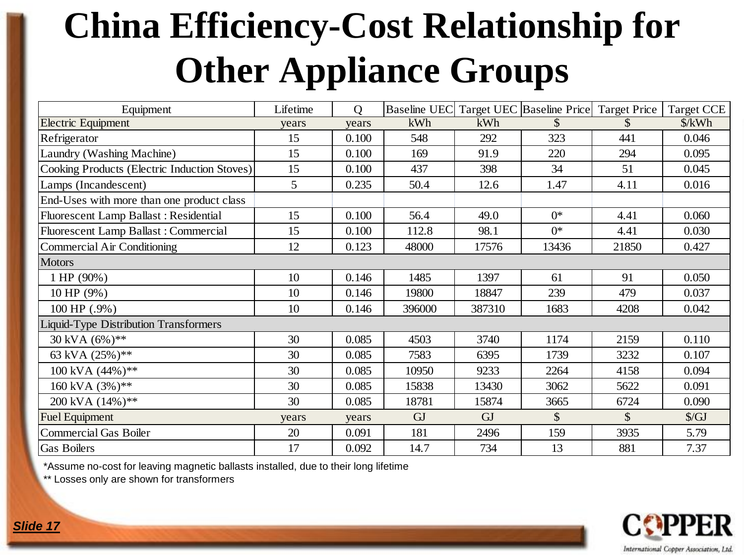# China Efficiency-Cost Relationship for Other Appliance Groups

| Equipment | Lifetime | Q | Baseline UEC | Target UEC | Baseline Price | Target Price | Target CCE |
|---|---|---|---|---|---|---|---|
| Electric Equipment | years | years | kWh | kWh | $ | $ | $/kWh |
| Refrigerator | 15 | 0.100 | 548 | 292 | 323 | 441 | 0.046 |
| Laundry (Washing Machine) | 15 | 0.100 | 169 | 91.9 | 220 | 294 | 0.095 |
| Cooking Products (Electric Induction Stoves) | 15 | 0.100 | 437 | 398 | 34 | 51 | 0.045 |
| Lamps (Incandescent) | 5 | 0.235 | 50.4 | 12.6 | 1.47 | 4.11 | 0.016 |
| End-Uses with more than one product class | | | | | | | |
| Fluorescent Lamp Ballast : Residential | 15 | 0.100 | 56.4 | 49.0 | 0* | 4.41 | 0.060 |
| Fluorescent Lamp Ballast : Commercial | 15 | 0.100 | 112.8 | 98.1 | 0* | 4.41 | 0.030 |
| Commercial Air Conditioning | 12 | 0.123 | 48000 | 17576 | 13436 | 21850 | 0.427 |
| Motors | | | | | | | |
| 1 HP (90%) | 10 | 0.146 | 1485 | 1397 | 61 | 91 | 0.050 |
| 10 HP (9%) | 10 | 0.146 | 19800 | 18847 | 239 | 479 | 0.037 |
| 100 HP (.9%) | 10 | 0.146 | 396000 | 387310 | 1683 | 4208 | 0.042 |
| Liquid-Type Distribution Transformers | | | | | | | |
| 30 kVA (6%)** | 30 | 0.085 | 4503 | 3740 | 1174 | 2159 | 0.110 |
| 63 kVA (25%)** | 30 | 0.085 | 7583 | 6395 | 1739 | 3232 | 0.107 |
| 100 kVA (44%)** | 30 | 0.085 | 10950 | 9233 | 2264 | 4158 | 0.094 |
| 160 kVA (3%)** | 30 | 0.085 | 15838 | 13430 | 3062 | 5622 | 0.091 |
| 200 kVA (14%)** | 30 | 0.085 | 18781 | 15874 | 3665 | 6724 | 0.090 |
| Fuel Equipment | years | years | GJ | GJ | $ | $ | $/GJ |
| Commercial Gas Boiler | 20 | 0.091 | 181 | 2496 | 159 | 3935 | 5.79 |
| Gas Boilers | 17 | 0.092 | 14.7 | 734 | 13 | 881 | 7.37 |

*Assume no-cost for leaving magnetic ballasts installed, due to their long lifetime

** Losses only are shown for transformers

COPPER

International Copper Association, Ltd.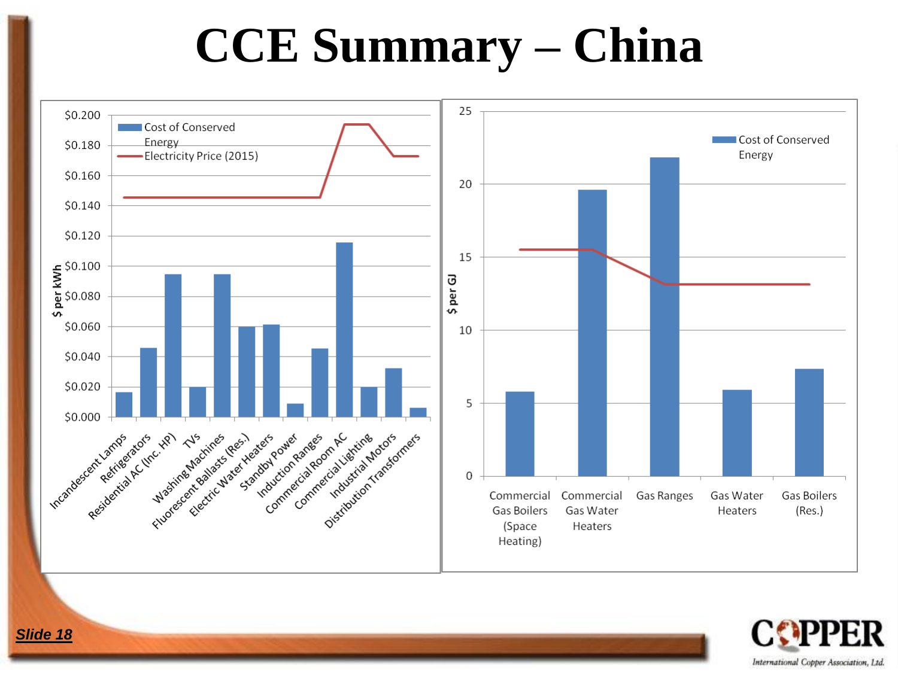# CCE Summary – China

$ per kWh

- Cost of Conserved Energy
- Electricity Price (2015)

Incandescent Lamps, Refrigerators, Residential AC (Inc. HP), TVs, Washing Machines, Fluorescent Ballasts (Res.), Electric Water Heaters, Standby Power, Induction Ranges, Commercial Room AC, Commercial Lighting, Industrial Motors, Distribution Transformers

$ per GJ

- Cost of Conserved Energy

Commercial Gas Boilers (Space Heating), Commercial Gas Water Heaters, Gas Ranges, Gas Water Heaters, Gas Boilers (Res.)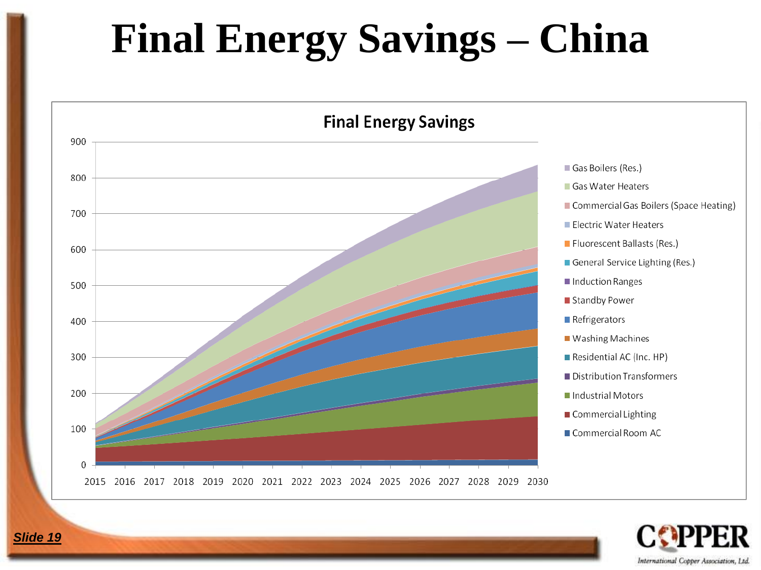# Final Energy Savings – China

**Final Energy Savings**

Y-axis: 0, 100, 200, 300, 400, 500, 600, 700, 800, 900

X-axis: 2015, 2016, 2017, 2018, 2019, 2020, 2021, 2022, 2023, 2024, 2025, 2026, 2027, 2028, 2029, 2030

Legend:
- Gas Boilers (Res.)
- Gas Water Heaters
- Commercial Gas Boilers (Space Heating)
- Electric Water Heaters
- Fluorescent Ballasts (Res.)
- General Service Lighting (Res.)
- Induction Ranges
- Standby Power
- Refrigerators
- Washing Machines
- Residential AC (Inc. HP)
- Distribution Transformers
- Industrial Motors
- Commercial Lighting
- Commercial Room AC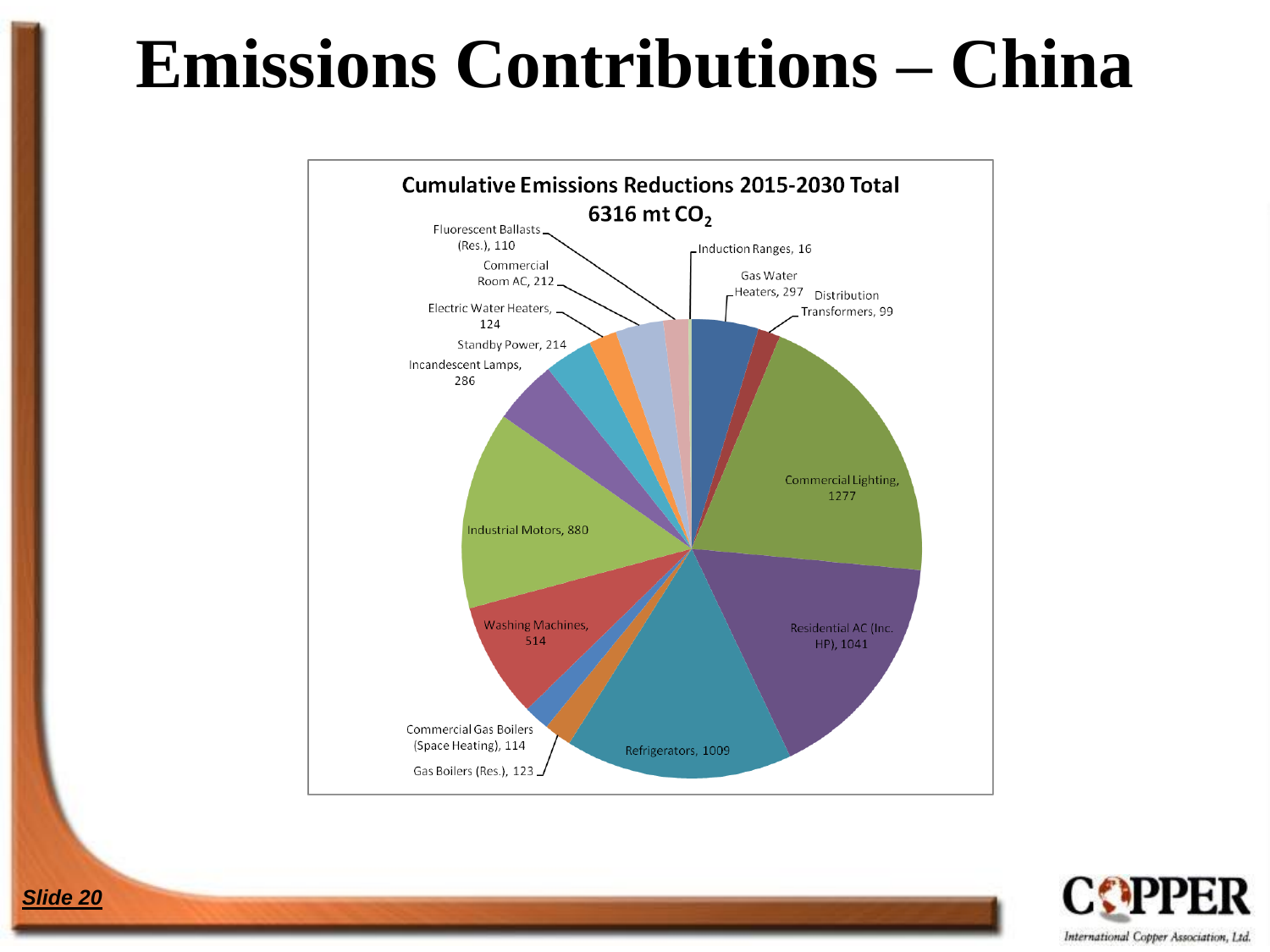# Emissions Contributions – China

**Cumulative Emissions Reductions 2015-2030 Total 6316 mt $CO_2$**

| Category | Reduction (mt $CO_2$) |
| --- | --- |
| Gas Water Heaters | 297 |
| Distribution Transformers | 99 |
| Commercial Lighting | 1277 |
| Residential AC (Inc. HP) | 1041 |
| Refrigerators | 1009 |
| Gas Boilers (Res.) | 123 |
| Commercial Gas Boilers (Space Heating) | 114 |
| Washing Machines | 514 |
| Industrial Motors | 880 |
| Incandescent Lamps | 286 |
| Standby Power | 214 |
| Electric Water Heaters | 124 |
| Commercial Room AC | 212 |
| Fluorescent Ballasts (Res.) | 110 |
| Induction Ranges | 16 |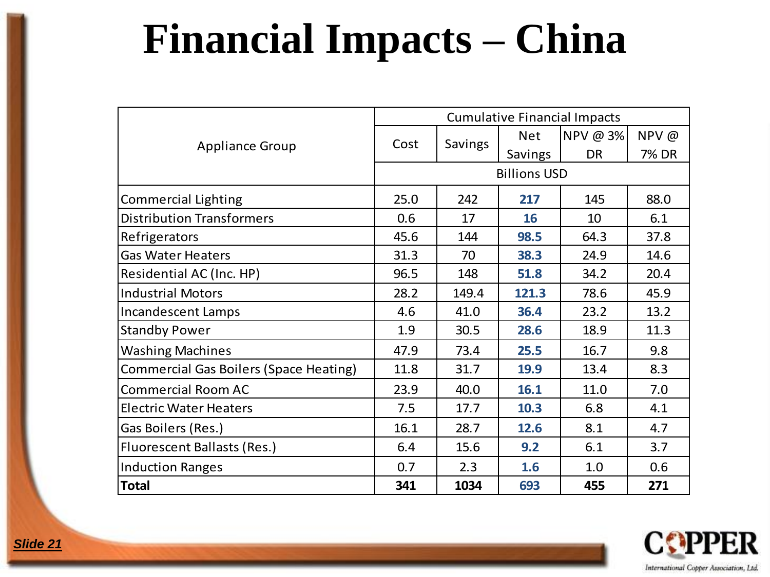# Financial Impacts – China

| Appliance Group | Cumulative Financial Impacts | | | | |
|---|---|---|---|---|---|
| | Cost | Savings | Net Savings | NPV @ 3% DR | NPV @ 7% DR |
| | Billions USD | | | | |
| Commercial Lighting | 25.0 | 242 | **217** | 145 | 88.0 |
| Distribution Transformers | 0.6 | 17 | **16** | 10 | 6.1 |
| Refrigerators | 45.6 | 144 | **98.5** | 64.3 | 37.8 |
| Gas Water Heaters | 31.3 | 70 | **38.3** | 24.9 | 14.6 |
| Residential AC (Inc. HP) | 96.5 | 148 | **51.8** | 34.2 | 20.4 |
| Industrial Motors | 28.2 | 149.4 | **121.3** | 78.6 | 45.9 |
| Incandescent Lamps | 4.6 | 41.0 | **36.4** | 23.2 | 13.2 |
| Standby Power | 1.9 | 30.5 | **28.6** | 18.9 | 11.3 |
| Washing Machines | 47.9 | 73.4 | **25.5** | 16.7 | 9.8 |
| Commercial Gas Boilers (Space Heating) | 11.8 | 31.7 | **19.9** | 13.4 | 8.3 |
| Commercial Room AC | 23.9 | 40.0 | **16.1** | 11.0 | 7.0 |
| Electric Water Heaters | 7.5 | 17.7 | **10.3** | 6.8 | 4.1 |
| Gas Boilers (Res.) | 16.1 | 28.7 | **12.6** | 8.1 | 4.7 |
| Fluorescent Ballasts (Res.) | 6.4 | 15.6 | **9.2** | 6.1 | 3.7 |
| Induction Ranges | 0.7 | 2.3 | **1.6** | 1.0 | 0.6 |
| **Total** | **341** | **1034** | **693** | **455** | **271** |

COPPER International Copper Association, Ltd.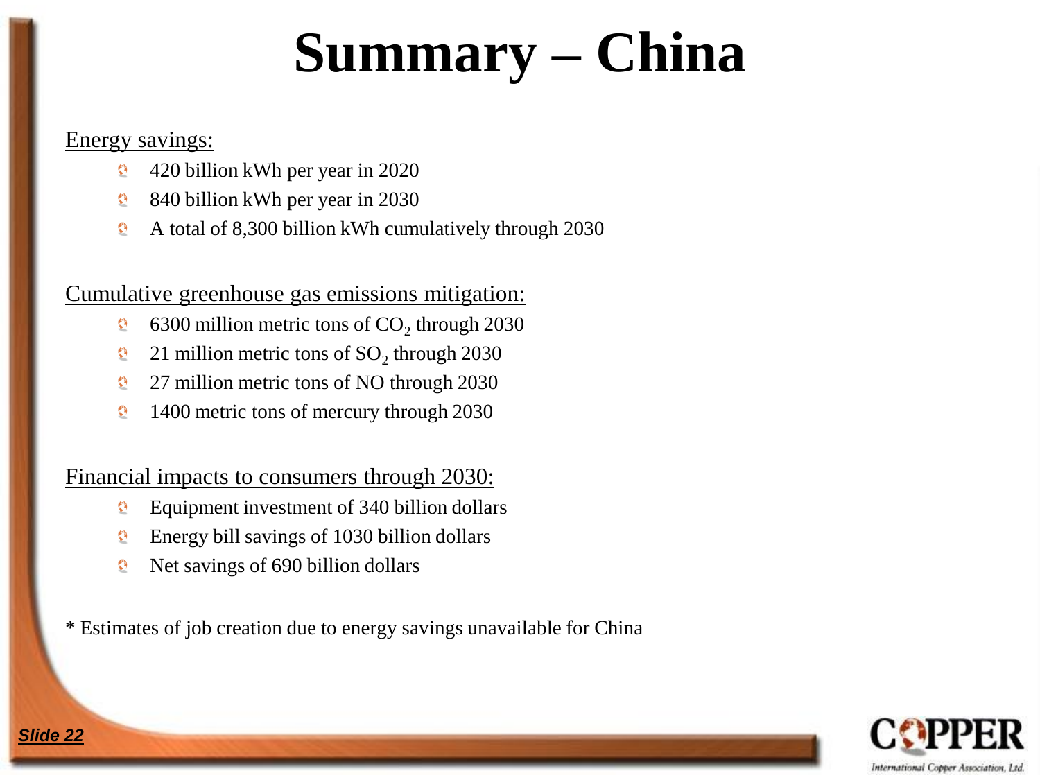# Summary – China

Energy savings:

- 420 billion kWh per year in 2020
- 840 billion kWh per year in 2030
- A total of 8,300 billion kWh cumulatively through 2030

Cumulative greenhouse gas emissions mitigation:

- 6300 million metric tons of $CO_2$ through 2030
- 21 million metric tons of $SO_2$ through 2030
- 27 million metric tons of NO through 2030
- 1400 metric tons of mercury through 2030

Financial impacts to consumers through 2030:

- Equipment investment of 340 billion dollars
- Energy bill savings of 1030 billion dollars
- Net savings of 690 billion dollars

* Estimates of job creation due to energy savings unavailable for China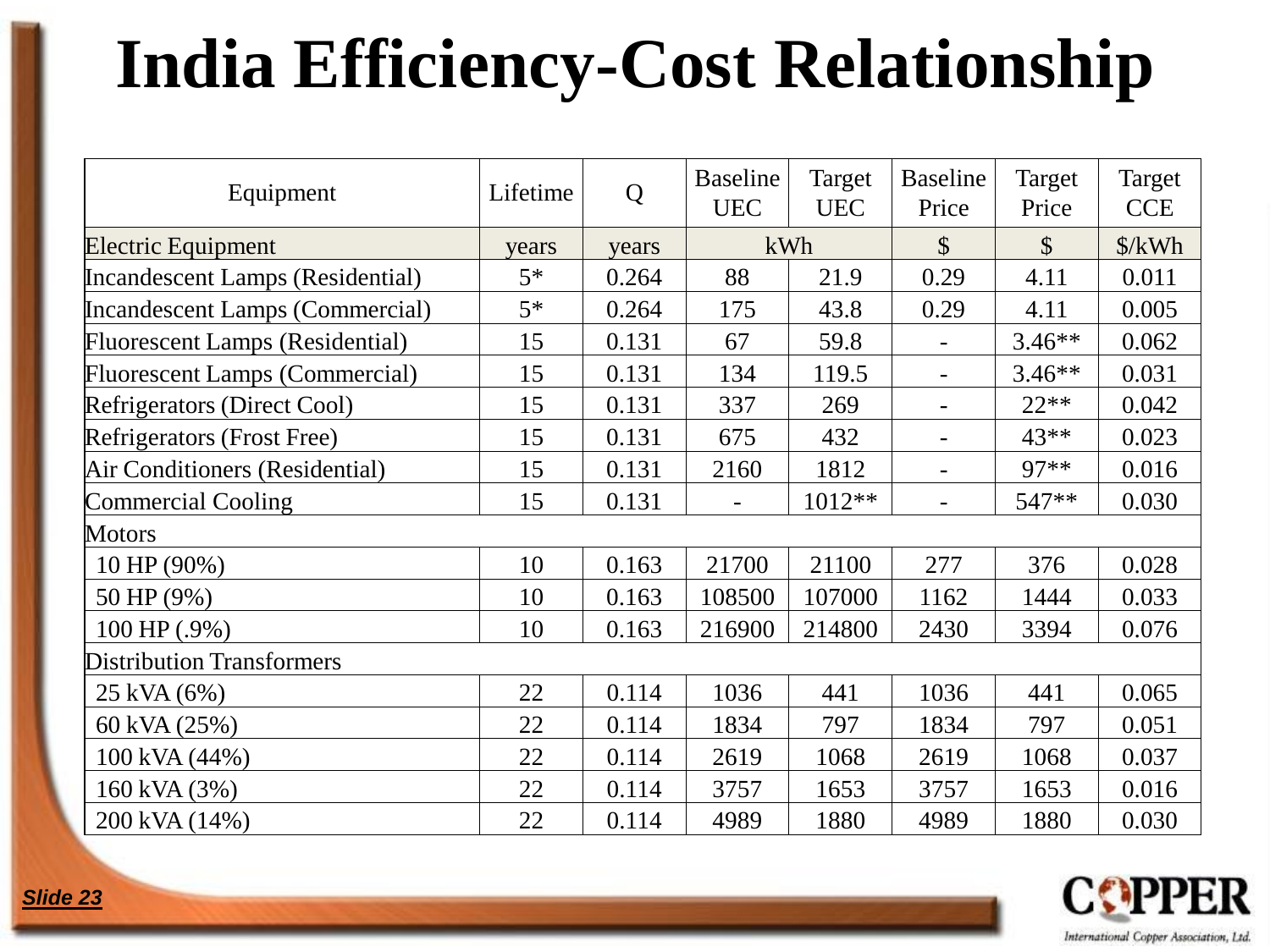# India Efficiency-Cost Relationship

| Equipment | Lifetime | Q | Baseline UEC | Target UEC | Baseline Price | Target Price | Target CCE |
|---|---|---|---|---|---|---|---|
| Electric Equipment | years | years | kWh | | $ | $ | $/kWh |
| Incandescent Lamps (Residential) | 5* | 0.264 | 88 | 21.9 | 0.29 | 4.11 | 0.011 |
| Incandescent Lamps (Commercial) | 5* | 0.264 | 175 | 43.8 | 0.29 | 4.11 | 0.005 |
| Fluorescent Lamps (Residential) | 15 | 0.131 | 67 | 59.8 | - | 3.46** | 0.062 |
| Fluorescent Lamps (Commercial) | 15 | 0.131 | 134 | 119.5 | - | 3.46** | 0.031 |
| Refrigerators (Direct Cool) | 15 | 0.131 | 337 | 269 | - | 22** | 0.042 |
| Refrigerators (Frost Free) | 15 | 0.131 | 675 | 432 | - | 43** | 0.023 |
| Air Conditioners (Residential) | 15 | 0.131 | 2160 | 1812 | - | 97** | 0.016 |
| Commercial Cooling | 15 | 0.131 | - | 1012** | - | 547** | 0.030 |
| Motors | | | | | | | |
| 10 HP (90%) | 10 | 0.163 | 21700 | 21100 | 277 | 376 | 0.028 |
| 50 HP (9%) | 10 | 0.163 | 108500 | 107000 | 1162 | 1444 | 0.033 |
| 100 HP (.9%) | 10 | 0.163 | 216900 | 214800 | 2430 | 3394 | 0.076 |
| Distribution Transformers | | | | | | | |
| 25 kVA (6%) | 22 | 0.114 | 1036 | 441 | 1036 | 441 | 0.065 |
| 60 kVA (25%) | 22 | 0.114 | 1834 | 797 | 1834 | 797 | 0.051 |
| 100 kVA (44%) | 22 | 0.114 | 2619 | 1068 | 2619 | 1068 | 0.037 |
| 160 kVA (3%) | 22 | 0.114 | 3757 | 1653 | 3757 | 1653 | 0.016 |
| 200 kVA (14%) | 22 | 0.114 | 4989 | 1880 | 4989 | 1880 | 0.030 |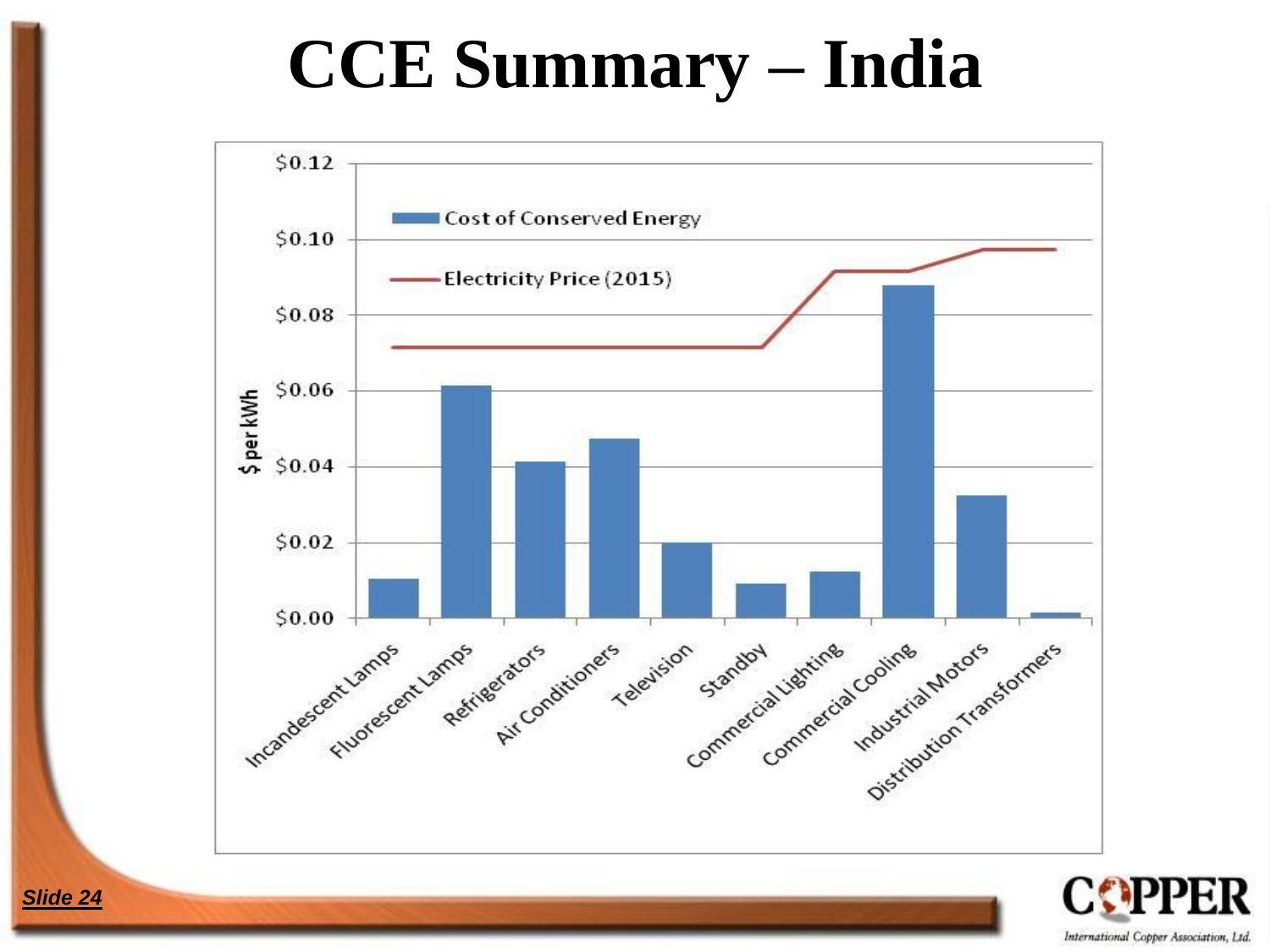# CCE Summary – India

$ per kWh

- Cost of Conserved Energy
- Electricity Price (2015)

| Category | Cost of Conserved Energy | Electricity Price (2015) |
|---|---|---|
| Incandescent Lamps | $0.010 | $0.072 |
| Fluorescent Lamps | $0.061 | $0.072 |
| Refrigerators | $0.041 | $0.072 |
| Air Conditioners | $0.047 | $0.072 |
| Television | $0.020 | $0.072 |
| Standby | $0.009 | $0.072 |
| Commercial Lighting | $0.012 | $0.092 |
| Commercial Cooling | $0.088 | $0.092 |
| Industrial Motors | $0.032 | $0.098 |
| Distribution Transformers | $0.001 | $0.098 |

(Values are approximate readings from the chart; y-axis ranges from $0.00 to $0.12.)

COPPER
International Copper Association, Ltd.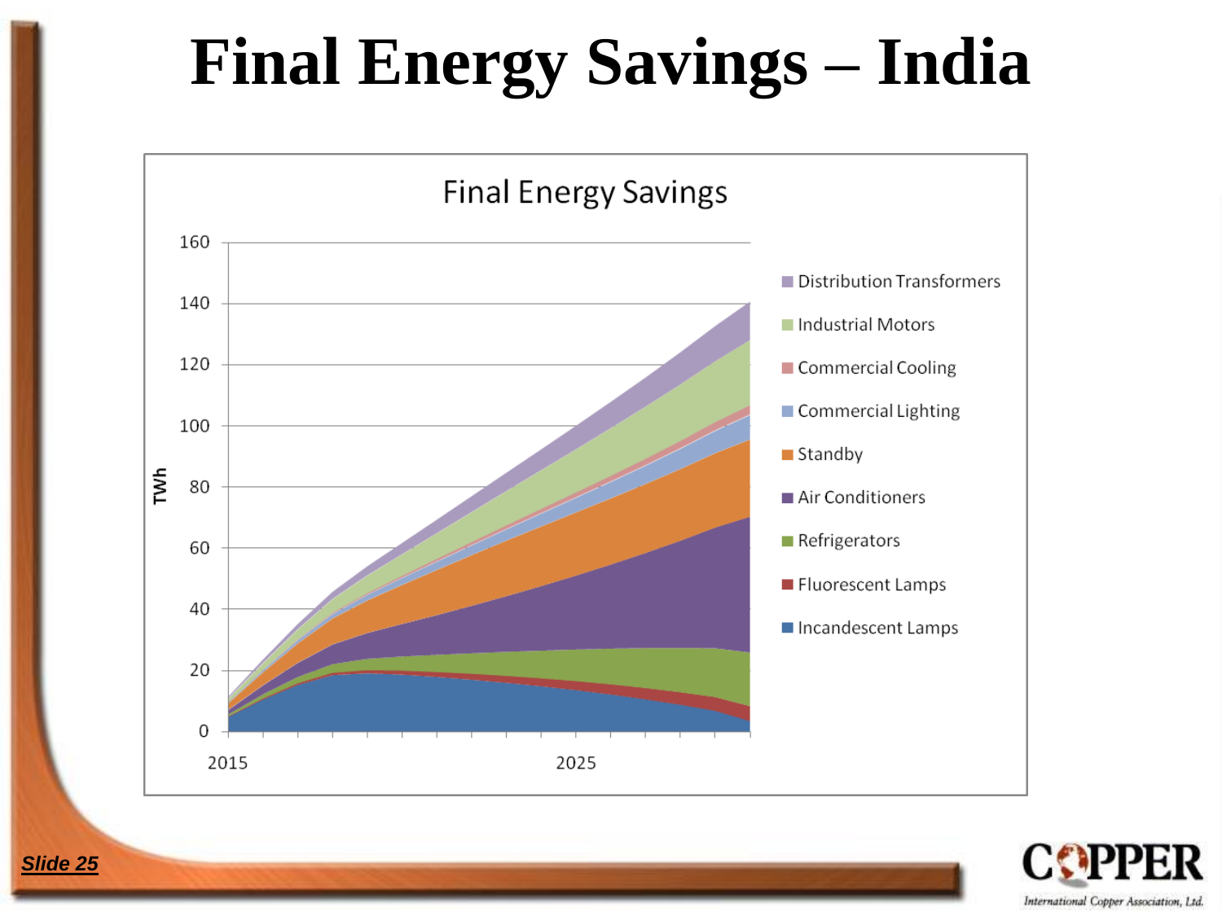# Final Energy Savings – India

Final Energy Savings

| TWh | |
|---|---|
| 160 | |
| 140 | |
| 120 | |
| 100 | |
| 80 | |
| 60 | |
| 40 | |
| 20 | |
| 0 | |

2015 2025

- Distribution Transformers
- Industrial Motors
- Commercial Cooling
- Commercial Lighting
- Standby
- Air Conditioners
- Refrigerators
- Fluorescent Lamps
- Incandescent Lamps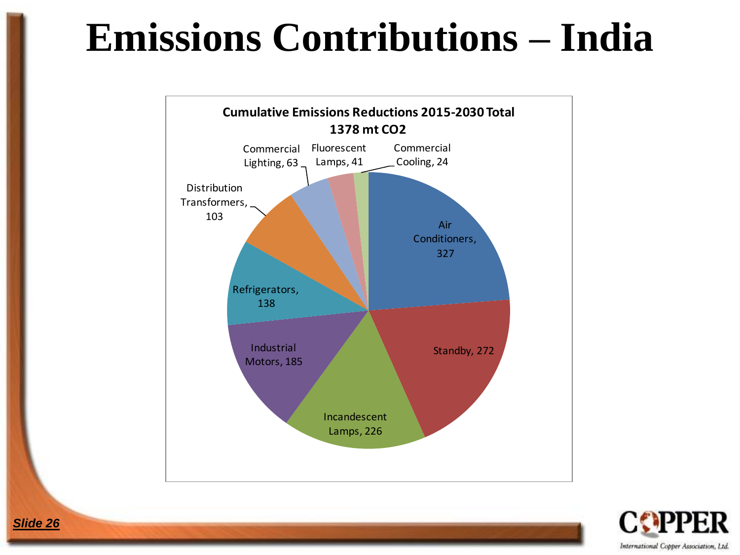# Emissions Contributions – India

**Cumulative Emissions Reductions 2015-2030 Total 1378 mt $CO_2$**

| Category | Emissions Reductions (mt $CO_2$) |
|---|---|
| Air Conditioners | 327 |
| Standby | 272 |
| Incandescent Lamps | 226 |
| Industrial Motors | 185 |
| Refrigerators | 138 |
| Distribution Transformers | 103 |
| Commercial Lighting | 63 |
| Fluorescent Lamps | 41 |
| Commercial Cooling | 24 |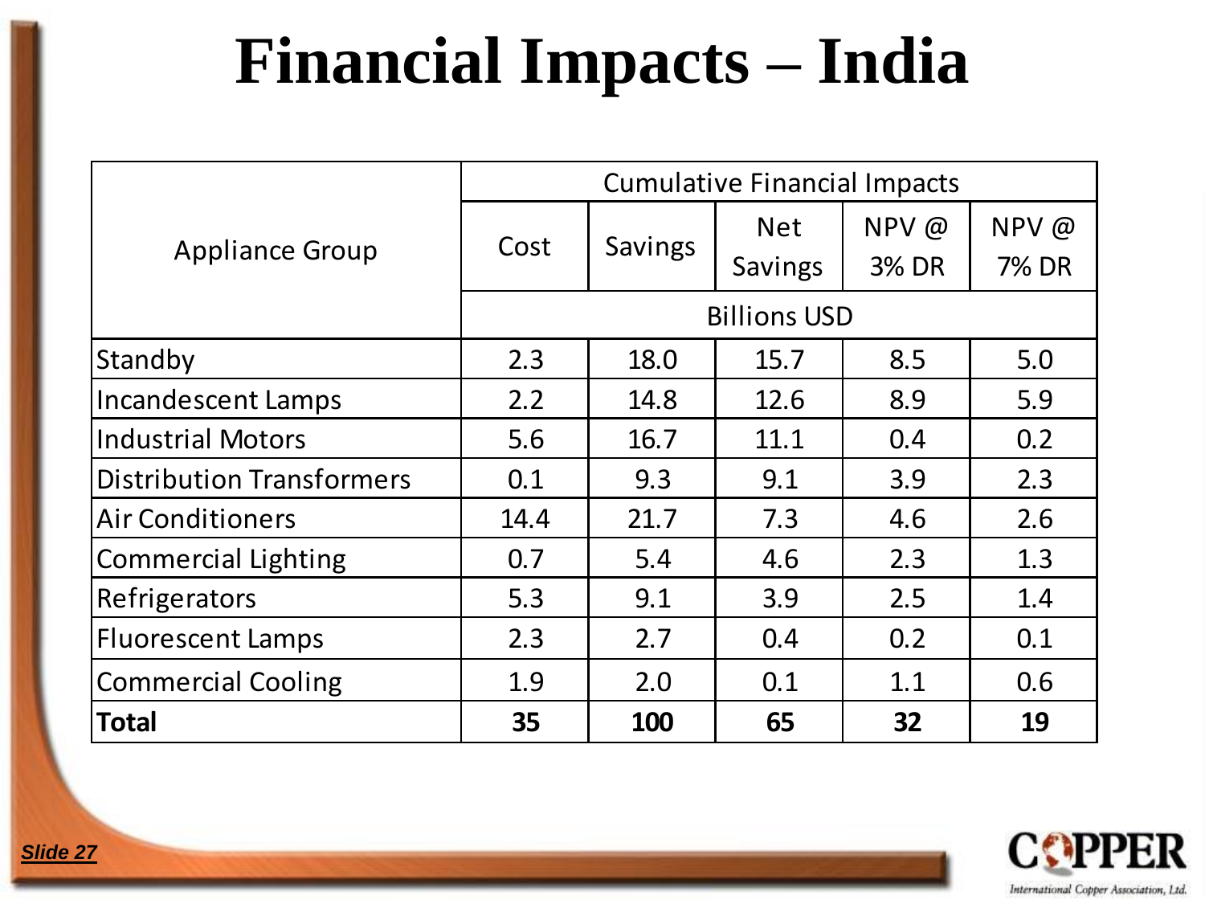# Financial Impacts – India

| Appliance Group | Cumulative Financial Impacts | | | | |
|---|---|---|---|---|---|
| | Cost | Savings | Net Savings | NPV @ 3% DR | NPV @ 7% DR |
| | Billions USD | | | | |
| Standby | 2.3 | 18.0 | 15.7 | 8.5 | 5.0 |
| Incandescent Lamps | 2.2 | 14.8 | 12.6 | 8.9 | 5.9 |
| Industrial Motors | 5.6 | 16.7 | 11.1 | 0.4 | 0.2 |
| Distribution Transformers | 0.1 | 9.3 | 9.1 | 3.9 | 2.3 |
| Air Conditioners | 14.4 | 21.7 | 7.3 | 4.6 | 2.6 |
| Commercial Lighting | 0.7 | 5.4 | 4.6 | 2.3 | 1.3 |
| Refrigerators | 5.3 | 9.1 | 3.9 | 2.5 | 1.4 |
| Fluorescent Lamps | 2.3 | 2.7 | 0.4 | 0.2 | 0.1 |
| Commercial Cooling | 1.9 | 2.0 | 0.1 | 1.1 | 0.6 |
| **Total** | **35** | **100** | **65** | **32** | **19** |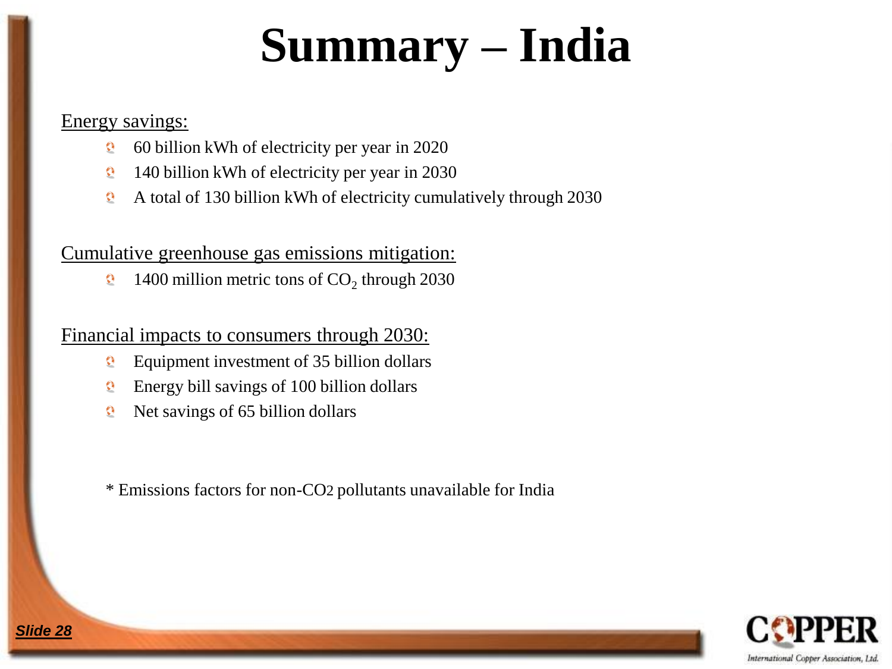# Summary – India

Energy savings:

- 60 billion kWh of electricity per year in 2020
- 140 billion kWh of electricity per year in 2030
- A total of 130 billion kWh of electricity cumulatively through 2030

Cumulative greenhouse gas emissions mitigation:

- 1400 million metric tons of $CO_2$ through 2030

Financial impacts to consumers through 2030:

- Equipment investment of 35 billion dollars
- Energy bill savings of 100 billion dollars
- Net savings of 65 billion dollars

* Emissions factors for non-$CO_2$ pollutants unavailable for India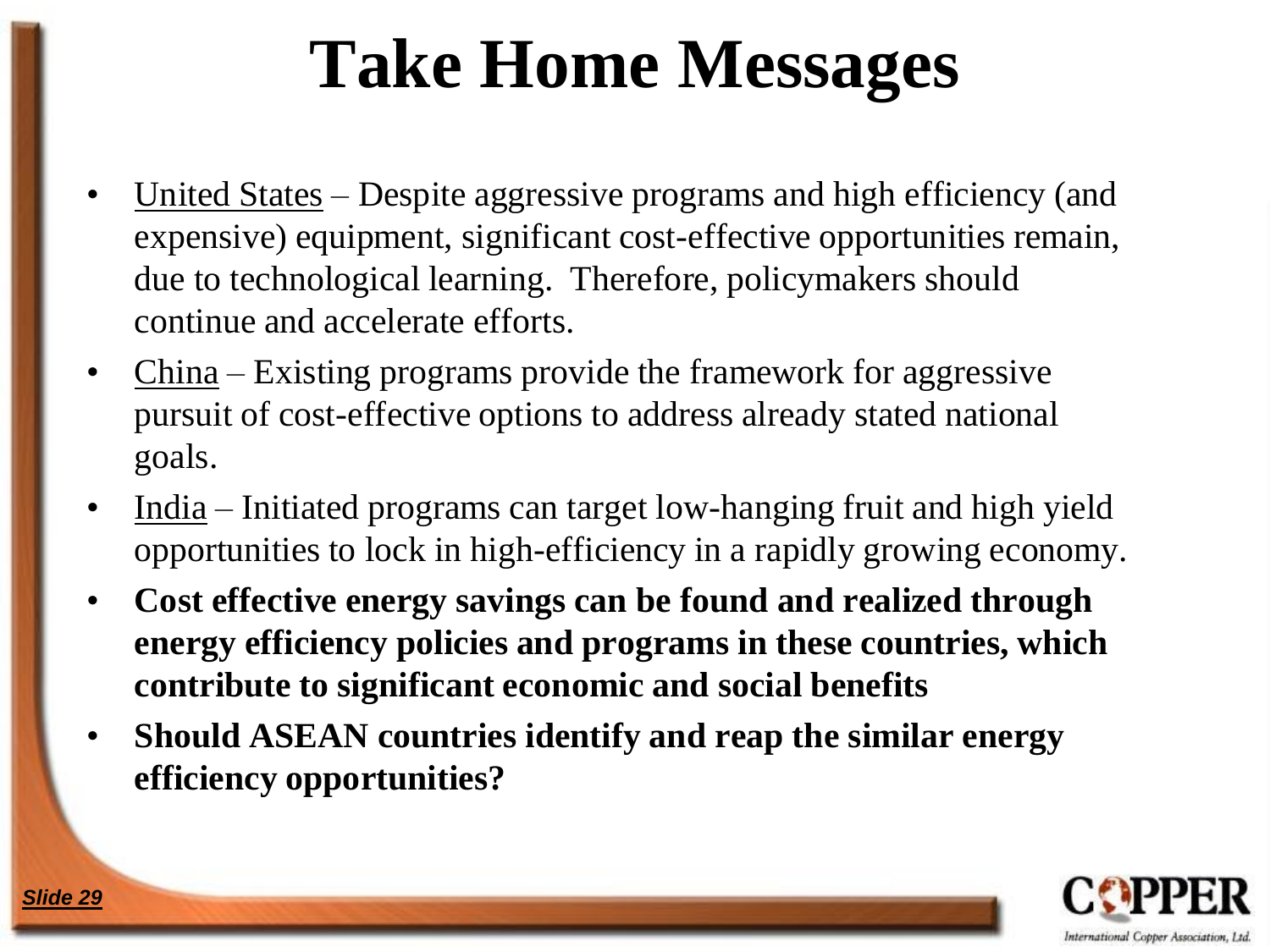# Take Home Messages

- United States – Despite aggressive programs and high efficiency (and expensive) equipment, significant cost-effective opportunities remain, due to technological learning. Therefore, policymakers should continue and accelerate efforts.
- China – Existing programs provide the framework for aggressive pursuit of cost-effective options to address already stated national goals.
- India – Initiated programs can target low-hanging fruit and high yield opportunities to lock in high-efficiency in a rapidly growing economy.
- **Cost effective energy savings can be found and realized through energy efficiency policies and programs in these countries, which contribute to significant economic and social benefits**
- **Should ASEAN countries identify and reap the similar energy efficiency opportunities?**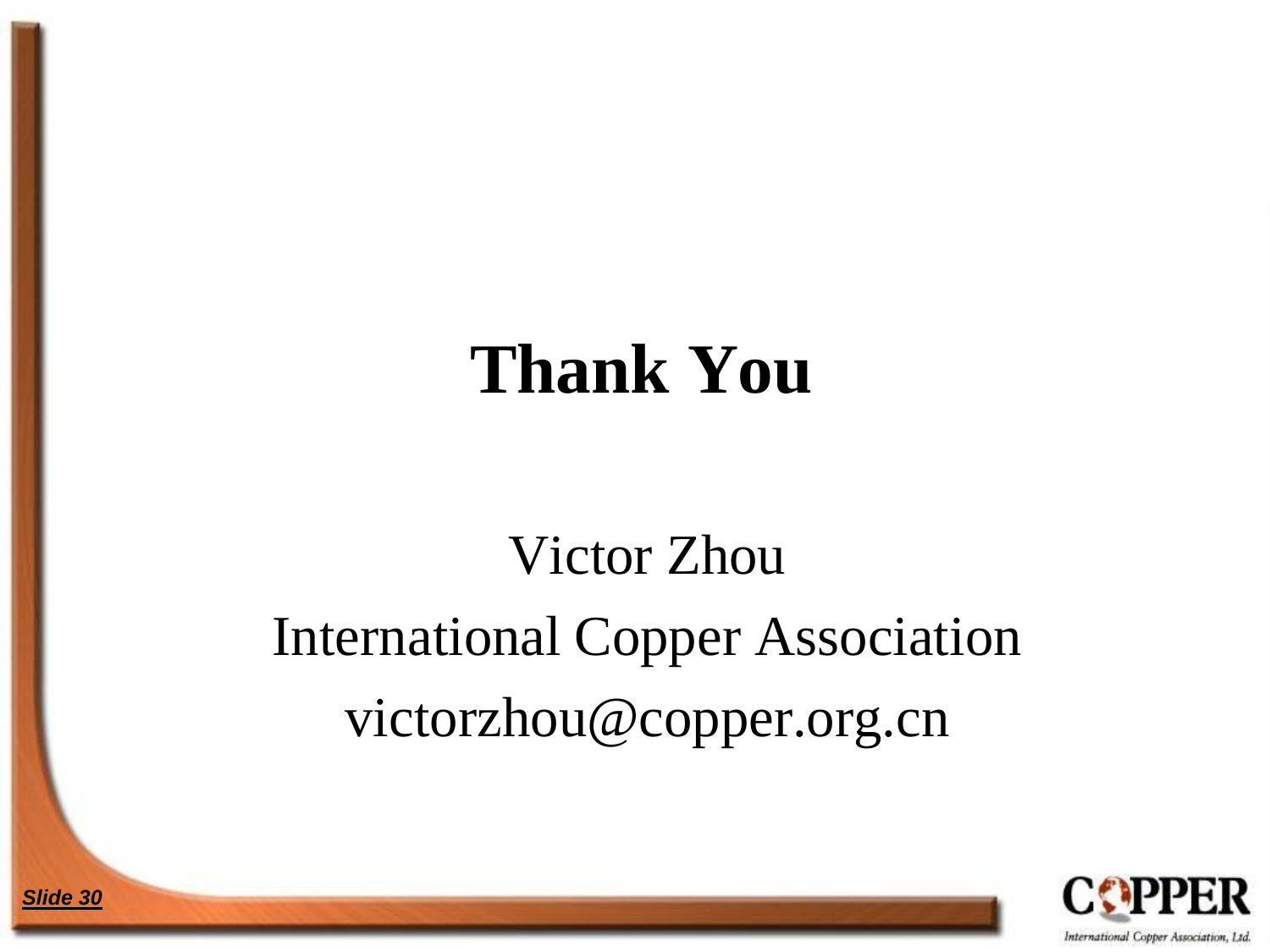# Thank You

Victor Zhou

International Copper Association

victorzhou@copper.org.cn